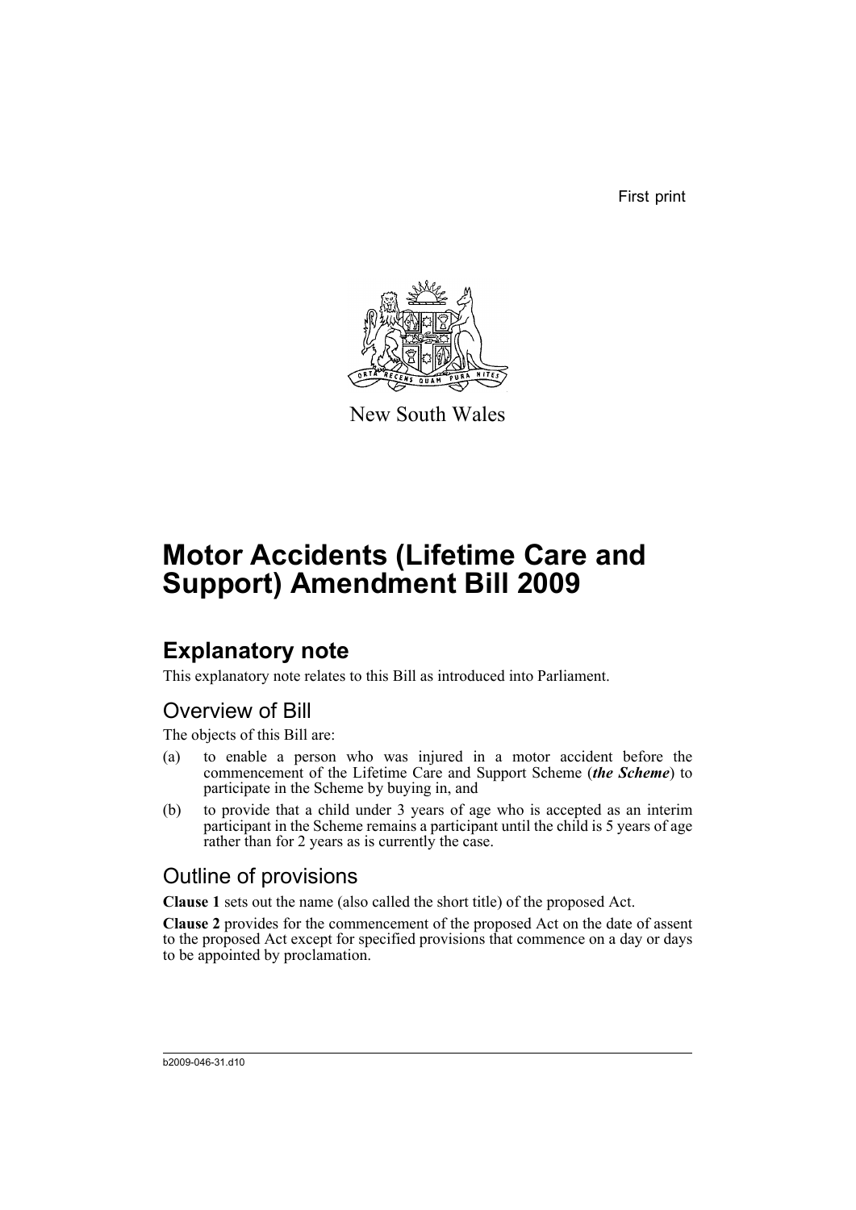First print

New South Wales

# Motor Accidents (Lifetime Care and Support) Amendment Bill 2009

## Explanatory note

This explanatory note relates to this Bill as introduced into Parliament.

### Overview of Bill

The objects of this Bill are:

(a) to enable a person who was injured in a motor accident before the commencement of the Lifetime Care and Support Scheme (***the Scheme***) to participate in the Scheme by buying in, and

(b) to provide that a child under 3 years of age who is accepted as an interim participant in the Scheme remains a participant until the child is 5 years of age rather than for 2 years as is currently the case.

### Outline of provisions

**Clause 1** sets out the name (also called the short title) of the proposed Act.

**Clause 2** provides for the commencement of the proposed Act on the date of assent to the proposed Act except for specified provisions that commence on a day or days to be appointed by proclamation.

b2009-046-31.d10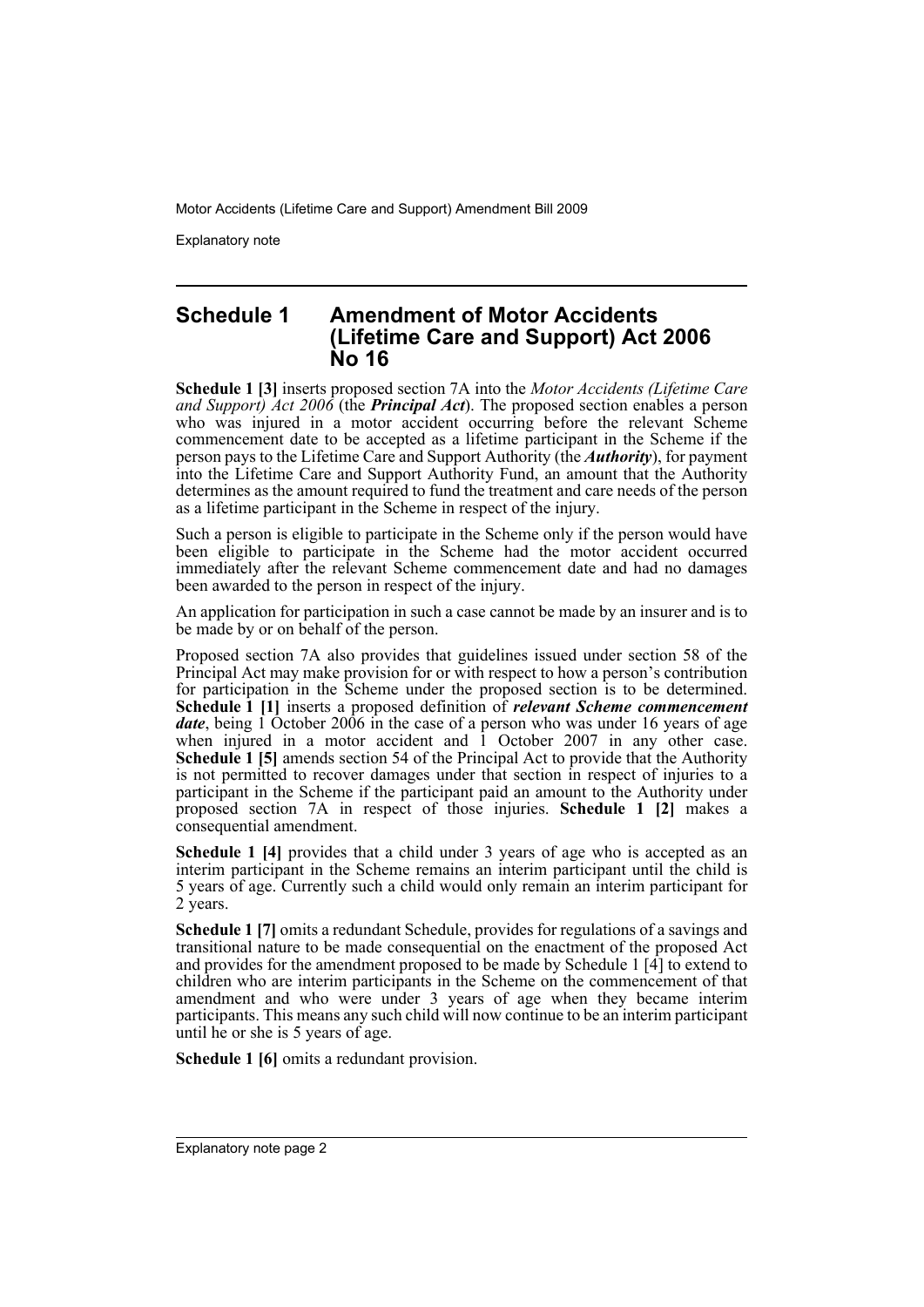## Schedule 1 Amendment of Motor Accidents (Lifetime Care and Support) Act 2006 No 16

**Schedule 1 [3]** inserts proposed section 7A into the *Motor Accidents (Lifetime Care and Support) Act 2006* (the ***Principal Act***). The proposed section enables a person who was injured in a motor accident occurring before the relevant Scheme commencement date to be accepted as a lifetime participant in the Scheme if the person pays to the Lifetime Care and Support Authority (the ***Authority***), for payment into the Lifetime Care and Support Authority Fund, an amount that the Authority determines as the amount required to fund the treatment and care needs of the person as a lifetime participant in the Scheme in respect of the injury.

Such a person is eligible to participate in the Scheme only if the person would have been eligible to participate in the Scheme had the motor accident occurred immediately after the relevant Scheme commencement date and had no damages been awarded to the person in respect of the injury.

An application for participation in such a case cannot be made by an insurer and is to be made by or on behalf of the person.

Proposed section 7A also provides that guidelines issued under section 58 of the Principal Act may make provision for or with respect to how a person's contribution for participation in the Scheme under the proposed section is to be determined. **Schedule 1 [1]** inserts a proposed definition of ***relevant Scheme commencement date***, being 1 October 2006 in the case of a person who was under 16 years of age when injured in a motor accident and 1 October 2007 in any other case. **Schedule 1 [5]** amends section 54 of the Principal Act to provide that the Authority is not permitted to recover damages under that section in respect of injuries to a participant in the Scheme if the participant paid an amount to the Authority under proposed section 7A in respect of those injuries. **Schedule 1 [2]** makes a consequential amendment.

**Schedule 1 [4]** provides that a child under 3 years of age who is accepted as an interim participant in the Scheme remains an interim participant until the child is 5 years of age. Currently such a child would only remain an interim participant for 2 years.

**Schedule 1 [7]** omits a redundant Schedule, provides for regulations of a savings and transitional nature to be made consequential on the enactment of the proposed Act and provides for the amendment proposed to be made by Schedule 1 [4] to extend to children who are interim participants in the Scheme on the commencement of that amendment and who were under 3 years of age when they became interim participants. This means any such child will now continue to be an interim participant until he or she is 5 years of age.

**Schedule 1 [6]** omits a redundant provision.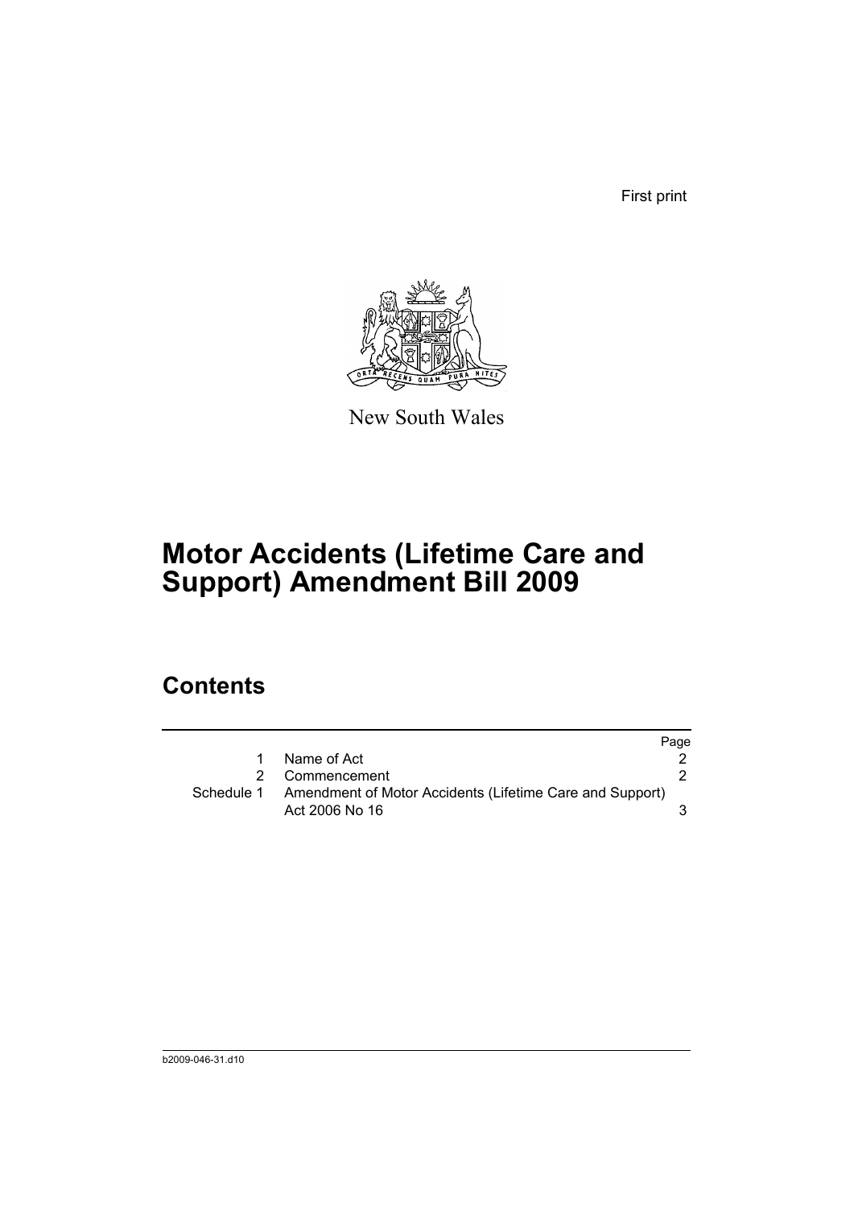First print

New South Wales

# Motor Accidents (Lifetime Care and Support) Amendment Bill 2009

## Contents

| | | Page |
|---|---|---|
| 1 | Name of Act | 2 |
| 2 | Commencement | 2 |
| Schedule 1 | Amendment of Motor Accidents (Lifetime Care and Support) Act 2006 No 16 | 3 |

b2009-046-31.d10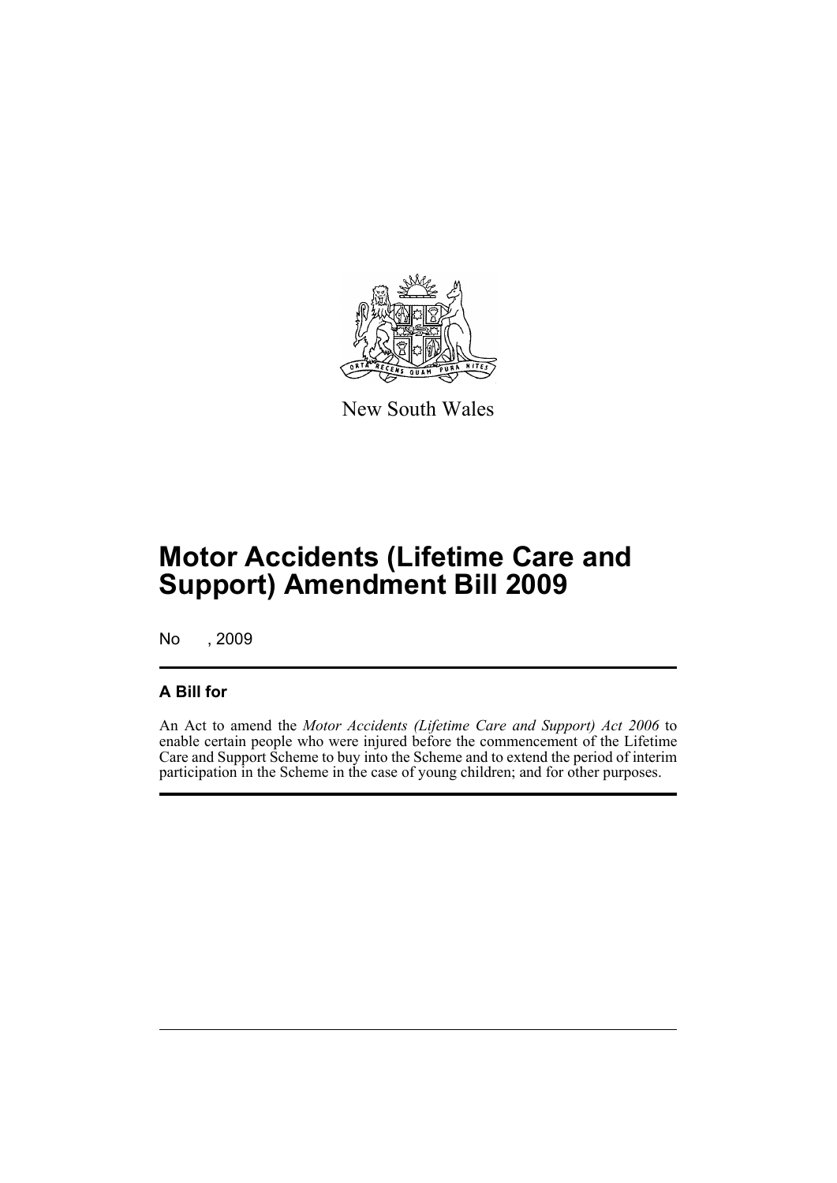New South Wales

# Motor Accidents (Lifetime Care and Support) Amendment Bill 2009

No , 2009

## A Bill for

An Act to amend the *Motor Accidents (Lifetime Care and Support) Act 2006* to enable certain people who were injured before the commencement of the Lifetime Care and Support Scheme to buy into the Scheme and to extend the period of interim participation in the Scheme in the case of young children; and for other purposes.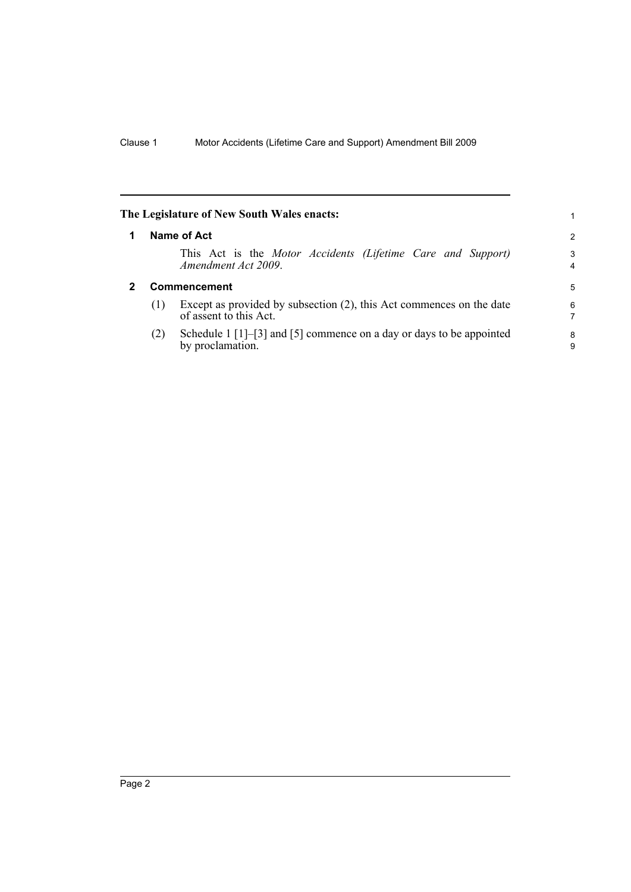**The Legislature of New South Wales enacts:**

## 1 Name of Act

This Act is the *Motor Accidents (Lifetime Care and Support) Amendment Act 2009*.

## 2 Commencement

(1) Except as provided by subsection (2), this Act commences on the date of assent to this Act.

(2) Schedule 1 [1]–[3] and [5] commence on a day or days to be appointed by proclamation.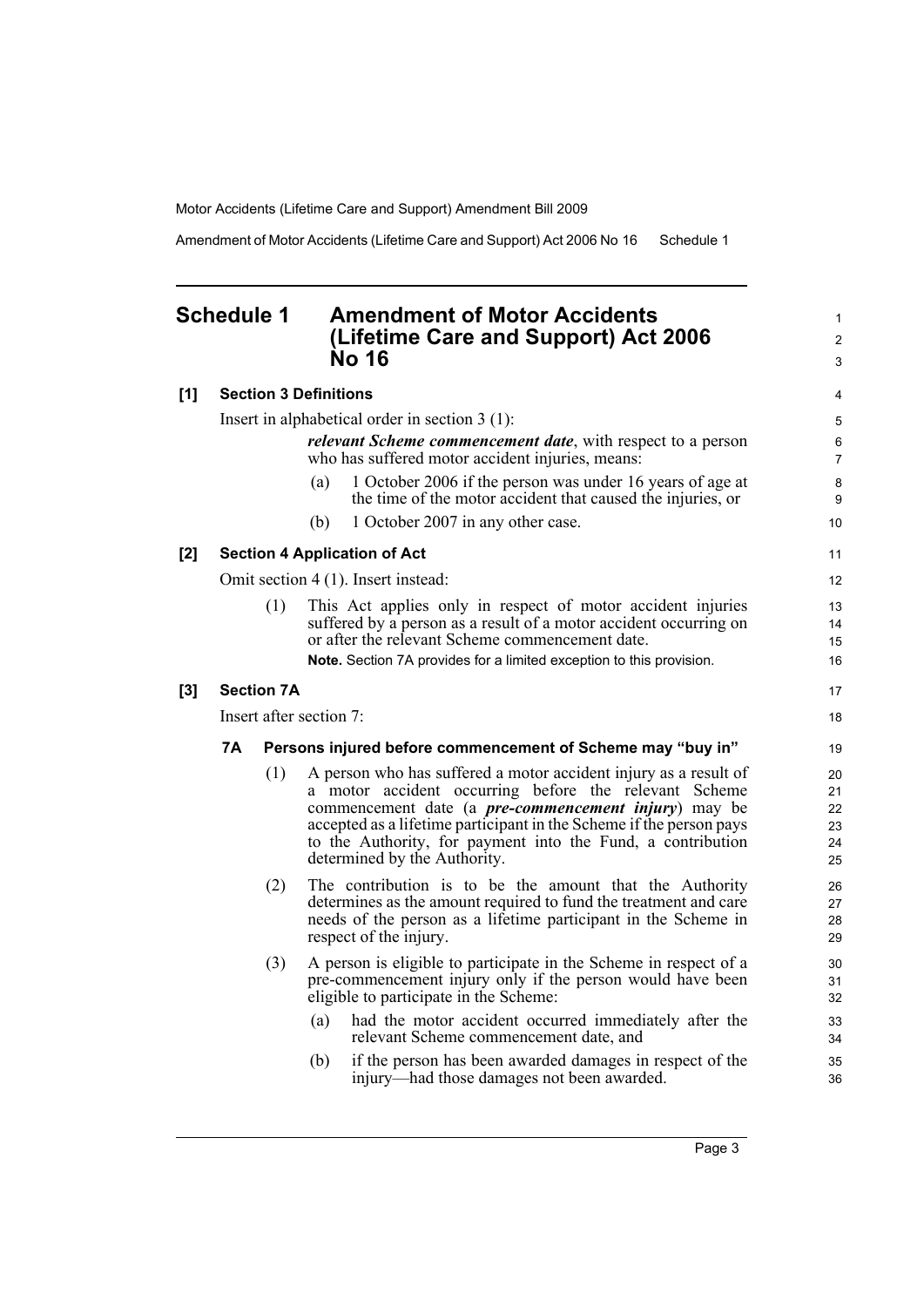## Schedule 1 Amendment of Motor Accidents (Lifetime Care and Support) Act 2006 No 16

**[1] Section 3 Definitions**

Insert in alphabetical order in section 3 (1):

> ***relevant Scheme commencement date***, with respect to a person who has suffered motor accident injuries, means:
>
> (a) 1 October 2006 if the person was under 16 years of age at the time of the motor accident that caused the injuries, or
>
> (b) 1 October 2007 in any other case.

**[2] Section 4 Application of Act**

Omit section 4 (1). Insert instead:

> (1) This Act applies only in respect of motor accident injuries suffered by a person as a result of a motor accident occurring on or after the relevant Scheme commencement date.
>
> **Note.** Section 7A provides for a limited exception to this provision.

**[3] Section 7A**

Insert after section 7:

> **7A Persons injured before commencement of Scheme may "buy in"**
>
> (1) A person who has suffered a motor accident injury as a result of a motor accident occurring before the relevant Scheme commencement date (a ***pre-commencement injury***) may be accepted as a lifetime participant in the Scheme if the person pays to the Authority, for payment into the Fund, a contribution determined by the Authority.
>
> (2) The contribution is to be the amount that the Authority determines as the amount required to fund the treatment and care needs of the person as a lifetime participant in the Scheme in respect of the injury.
>
> (3) A person is eligible to participate in the Scheme in respect of a pre-commencement injury only if the person would have been eligible to participate in the Scheme:
>
> (a) had the motor accident occurred immediately after the relevant Scheme commencement date, and
>
> (b) if the person has been awarded damages in respect of the injury—had those damages not been awarded.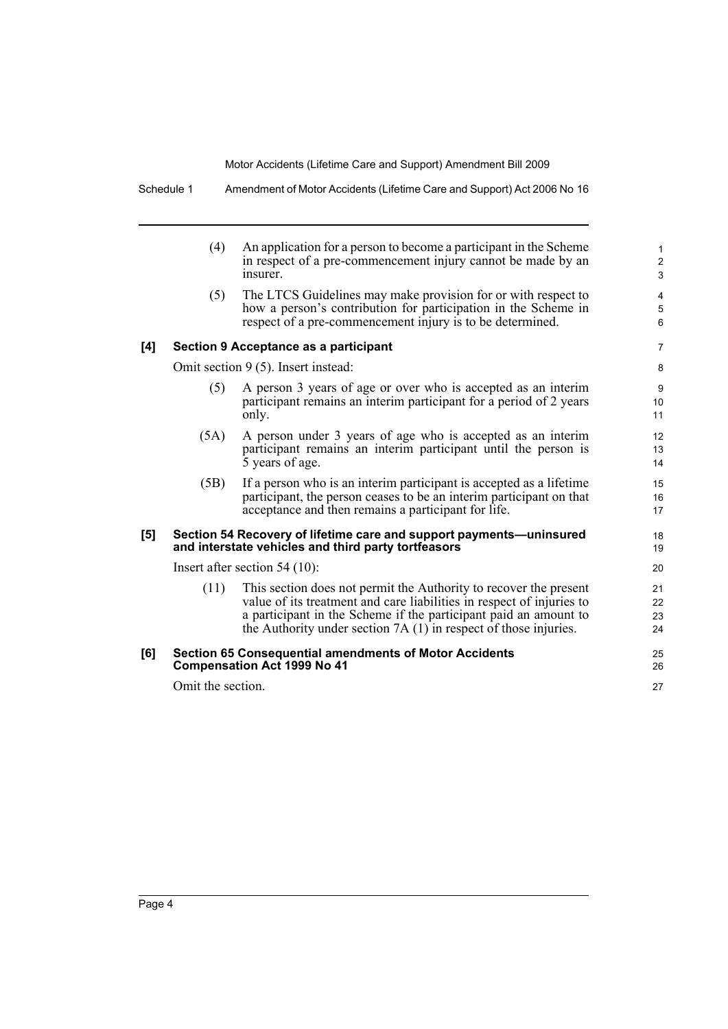(4) An application for a person to become a participant in the Scheme in respect of a pre-commencement injury cannot be made by an insurer.

(5) The LTCS Guidelines may make provision for or with respect to how a person's contribution for participation in the Scheme in respect of a pre-commencement injury is to be determined.

**[4] Section 9 Acceptance as a participant**

Omit section 9 (5). Insert instead:

(5) A person 3 years of age or over who is accepted as an interim participant remains an interim participant for a period of 2 years only.

(5A) A person under 3 years of age who is accepted as an interim participant remains an interim participant until the person is 5 years of age.

(5B) If a person who is an interim participant is accepted as a lifetime participant, the person ceases to be an interim participant on that acceptance and then remains a participant for life.

**[5] Section 54 Recovery of lifetime care and support payments—uninsured and interstate vehicles and third party tortfeasors**

Insert after section 54 (10):

(11) This section does not permit the Authority to recover the present value of its treatment and care liabilities in respect of injuries to a participant in the Scheme if the participant paid an amount to the Authority under section 7A (1) in respect of those injuries.

**[6] Section 65 Consequential amendments of Motor Accidents Compensation Act 1999 No 41**

Omit the section.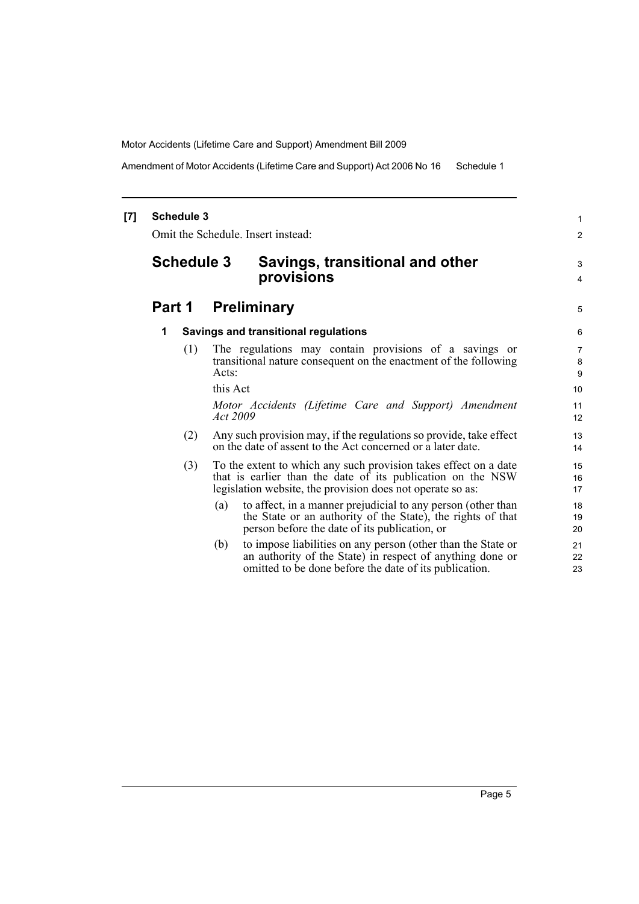**[7] Schedule 3**

Omit the Schedule. Insert instead:

# Schedule 3 Savings, transitional and other provisions

## Part 1 Preliminary

### 1 Savings and transitional regulations

(1) The regulations may contain provisions of a savings or transitional nature consequent on the enactment of the following Acts:

this Act

*Motor Accidents (Lifetime Care and Support) Amendment Act 2009*

(2) Any such provision may, if the regulations so provide, take effect on the date of assent to the Act concerned or a later date.

(3) To the extent to which any such provision takes effect on a date that is earlier than the date of its publication on the NSW legislation website, the provision does not operate so as:

- (a) to affect, in a manner prejudicial to any person (other than the State or an authority of the State), the rights of that person before the date of its publication, or
- (b) to impose liabilities on any person (other than the State or an authority of the State) in respect of anything done or omitted to be done before the date of its publication.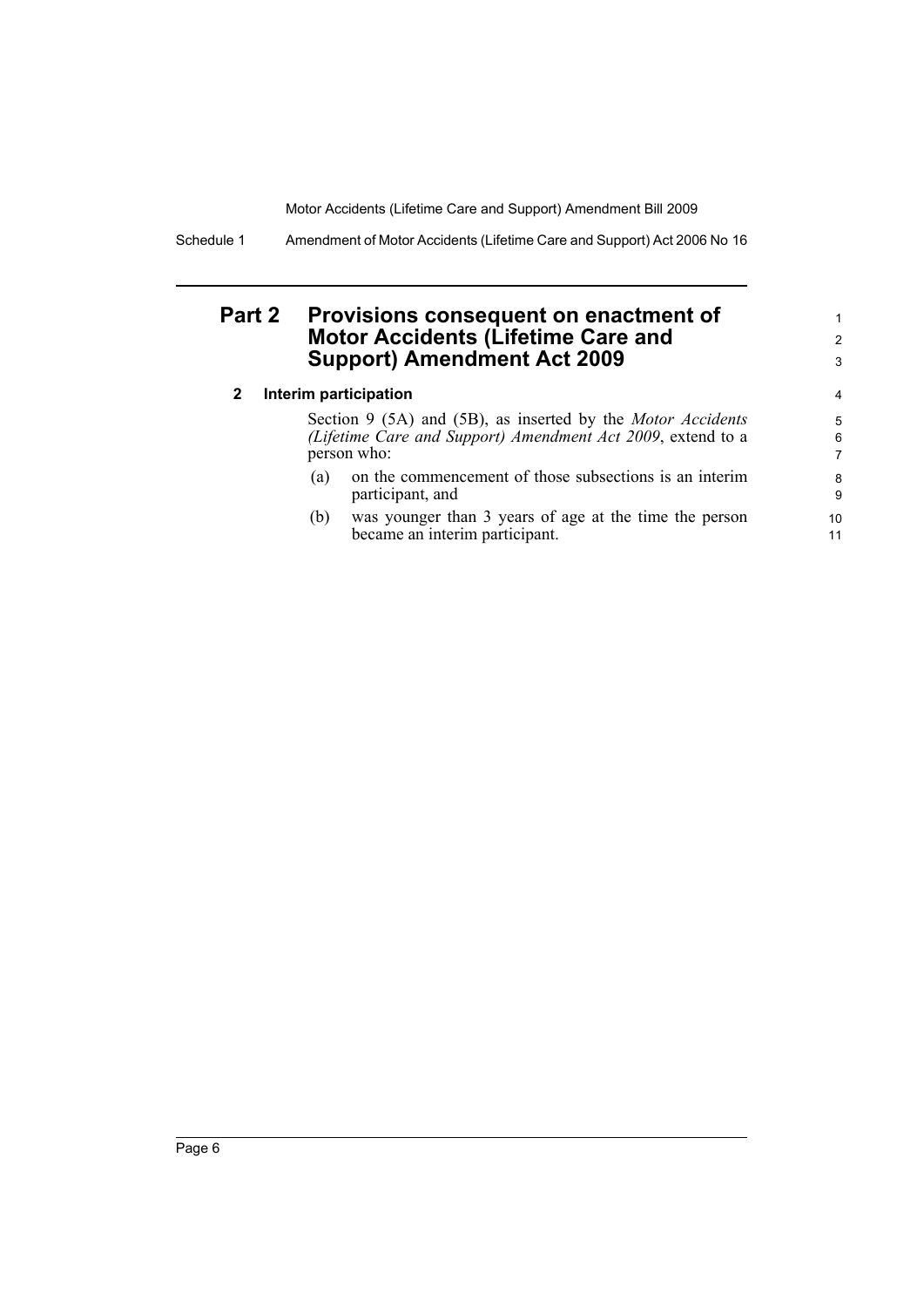## Part 2 Provisions consequent on enactment of Motor Accidents (Lifetime Care and Support) Amendment Act 2009

### 2 Interim participation

Section 9 (5A) and (5B), as inserted by the *Motor Accidents (Lifetime Care and Support) Amendment Act 2009*, extend to a person who:

(a) on the commencement of those subsections is an interim participant, and

(b) was younger than 3 years of age at the time the person became an interim participant.